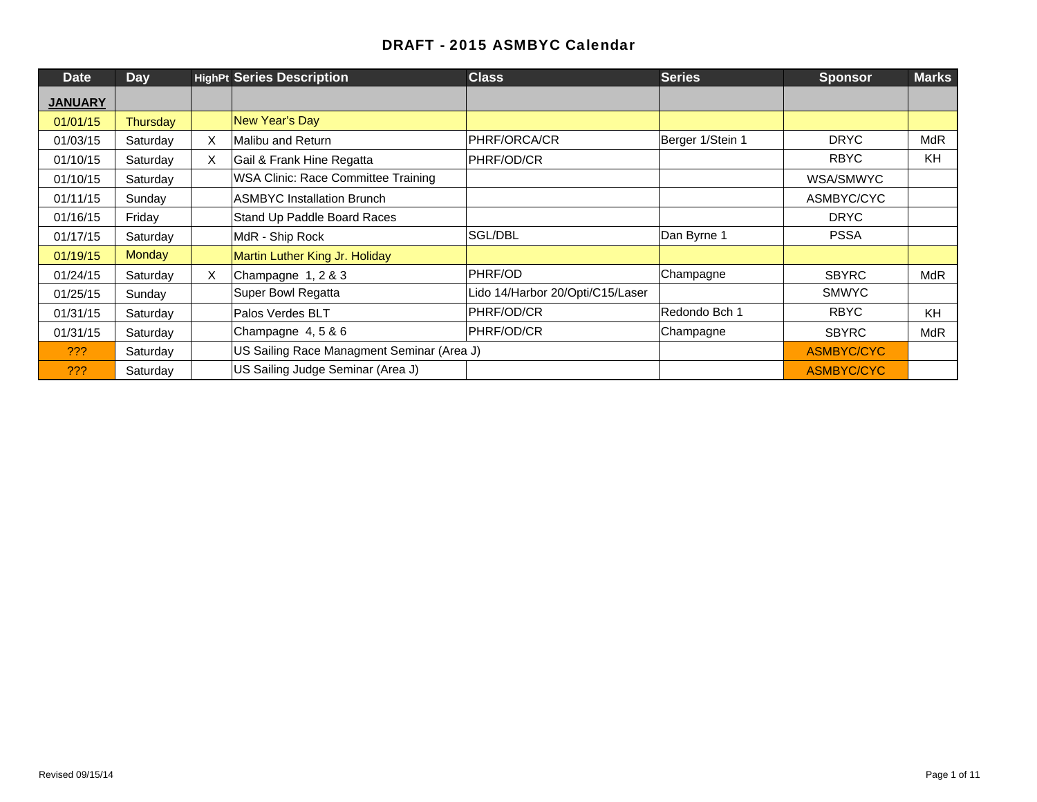# DRAFT - 2015 ASMBYC Calendar

| Date | Day | HighPt | Series Description | Class | Series | Sponsor | Marks |
|---|---|---|---|---|---|---|---|
| **JANUARY** | | | | | | | |
| 01/01/15 | Thursday | | New Year's Day | | | | |
| 01/03/15 | Saturday | X | Malibu and Return | PHRF/ORCA/CR | Berger 1/Stein 1 | DRYC | MdR |
| 01/10/15 | Saturday | X | Gail & Frank Hine Regatta | PHRF/OD/CR | | RBYC | KH |
| 01/10/15 | Saturday | | WSA Clinic: Race Committee Training | | | WSA/SMWYC | |
| 01/11/15 | Sunday | | ASMBYC Installation Brunch | | | ASMBYC/CYC | |
| 01/16/15 | Friday | | Stand Up Paddle Board Races | | | DRYC | |
| 01/17/15 | Saturday | | MdR - Ship Rock | SGL/DBL | Dan Byrne 1 | PSSA | |
| 01/19/15 | Monday | | Martin Luther King Jr. Holiday | | | | |
| 01/24/15 | Saturday | X | Champagne 1, 2 & 3 | PHRF/OD | Champagne | SBYRC | MdR |
| 01/25/15 | Sunday | | Super Bowl Regatta | Lido 14/Harbor 20/Opti/C15/Laser | | SMWYC | |
| 01/31/15 | Saturday | | Palos Verdes BLT | PHRF/OD/CR | Redondo Bch 1 | RBYC | KH |
| 01/31/15 | Saturday | | Champagne 4, 5 & 6 | PHRF/OD/CR | Champagne | SBYRC | MdR |
| ??? | Saturday | | US Sailing Race Managment Seminar (Area J) | | | ASMBYC/CYC | |
| ??? | Saturday | | US Sailing Judge Seminar (Area J) | | | ASMBYC/CYC | |

Revised 09/15/14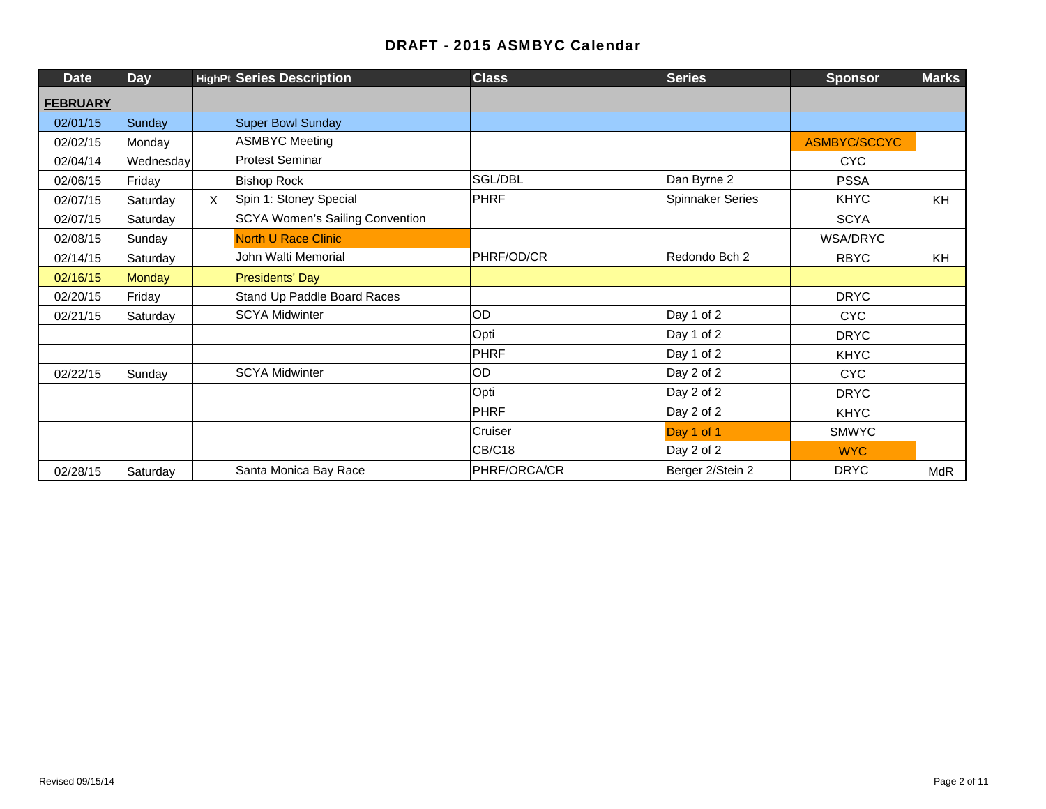# DRAFT - 2015 ASMBYC Calendar

| Date | Day | HighPt | Series Description | Class | Series | Sponsor | Marks |
|---|---|---|---|---|---|---|---|
| **FEBRUARY** | | | | | | | |
| 02/01/15 | Sunday | | Super Bowl Sunday | | | | |
| 02/02/15 | Monday | | ASMBYC Meeting | | | ASMBYC/SCCYC | |
| 02/04/14 | Wednesday | | Protest Seminar | | | CYC | |
| 02/06/15 | Friday | | Bishop Rock | SGL/DBL | Dan Byrne 2 | PSSA | |
| 02/07/15 | Saturday | X | Spin 1: Stoney Special | PHRF | Spinnaker Series | KHYC | KH |
| 02/07/15 | Saturday | | SCYA Women's Sailing Convention | | | SCYA | |
| 02/08/15 | Sunday | | North U Race Clinic | | | WSA/DRYC | |
| 02/14/15 | Saturday | | John Walti Memorial | PHRF/OD/CR | Redondo Bch 2 | RBYC | KH |
| 02/16/15 | Monday | | Presidents' Day | | | | |
| 02/20/15 | Friday | | Stand Up Paddle Board Races | | | DRYC | |
| 02/21/15 | Saturday | | SCYA Midwinter | OD | Day 1 of 2 | CYC | |
| | | | | Opti | Day 1 of 2 | DRYC | |
| | | | | PHRF | Day 1 of 2 | KHYC | |
| 02/22/15 | Sunday | | SCYA Midwinter | OD | Day 2 of 2 | CYC | |
| | | | | Opti | Day 2 of 2 | DRYC | |
| | | | | PHRF | Day 2 of 2 | KHYC | |
| | | | | Cruiser | Day 1 of 1 | SMWYC | |
| | | | | CB/C18 | Day 2 of 2 | WYC | |
| 02/28/15 | Saturday | | Santa Monica Bay Race | PHRF/ORCA/CR | Berger 2/Stein 2 | DRYC | MdR |

Revised 09/15/14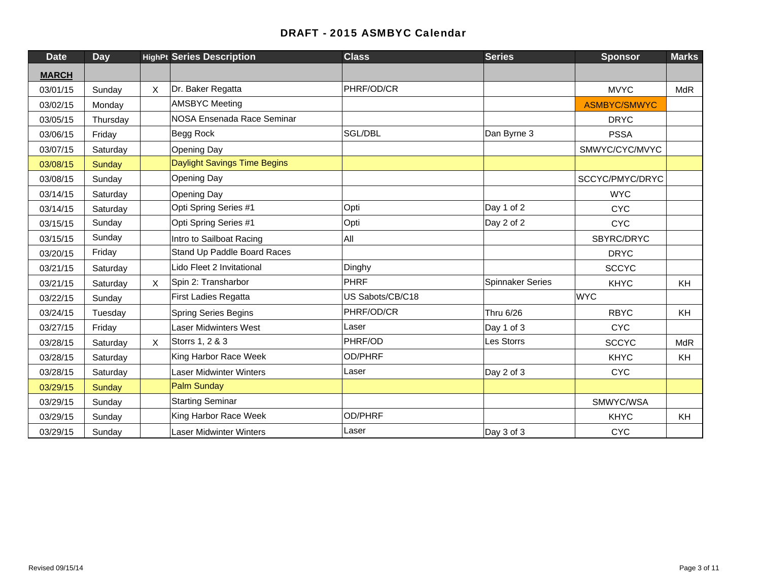# DRAFT - 2015 ASMBYC Calendar

| Date | Day | HighPt | Series Description | Class | Series | Sponsor | Marks |
|---|---|---|---|---|---|---|---|
| **MARCH** | | | | | | | |
| 03/01/15 | Sunday | X | Dr. Baker Regatta | PHRF/OD/CR | | MVYC | MdR |
| 03/02/15 | Monday | | AMSBYC Meeting | | | ASMBYC/SMWYC | |
| 03/05/15 | Thursday | | NOSA Ensenada Race Seminar | | | DRYC | |
| 03/06/15 | Friday | | Begg Rock | SGL/DBL | Dan Byrne 3 | PSSA | |
| 03/07/15 | Saturday | | Opening Day | | | SMWYC/CYC/MVYC | |
| 03/08/15 | Sunday | | Daylight Savings Time Begins | | | | |
| 03/08/15 | Sunday | | Opening Day | | | SCCYC/PMYC/DRYC | |
| 03/14/15 | Saturday | | Opening Day | | | WYC | |
| 03/14/15 | Saturday | | Opti Spring Series #1 | Opti | Day 1 of 2 | CYC | |
| 03/15/15 | Sunday | | Opti Spring Series #1 | Opti | Day 2 of 2 | CYC | |
| 03/15/15 | Sunday | | Intro to Sailboat Racing | All | | SBYRC/DRYC | |
| 03/20/15 | Friday | | Stand Up Paddle Board Races | | | DRYC | |
| 03/21/15 | Saturday | | Lido Fleet 2 Invitational | Dinghy | | SCCYC | |
| 03/21/15 | Saturday | X | Spin 2: Transharbor | PHRF | Spinnaker Series | KHYC | KH |
| 03/22/15 | Sunday | | First Ladies Regatta | US Sabots/CB/C18 | | WYC | |
| 03/24/15 | Tuesday | | Spring Series Begins | PHRF/OD/CR | Thru 6/26 | RBYC | KH |
| 03/27/15 | Friday | | Laser Midwinters West | Laser | Day 1 of 3 | CYC | |
| 03/28/15 | Saturday | X | Storrs 1, 2 & 3 | PHRF/OD | Les Storrs | SCCYC | MdR |
| 03/28/15 | Saturday | | King Harbor Race Week | OD/PHRF | | KHYC | KH |
| 03/28/15 | Saturday | | Laser Midwinter Winters | Laser | Day 2 of 3 | CYC | |
| 03/29/15 | Sunday | | Palm Sunday | | | | |
| 03/29/15 | Sunday | | Starting Seminar | | | SMWYC/WSA | |
| 03/29/15 | Sunday | | King Harbor Race Week | OD/PHRF | | KHYC | KH |
| 03/29/15 | Sunday | | Laser Midwinter Winters | Laser | Day 3 of 3 | CYC | |

Revised 09/15/14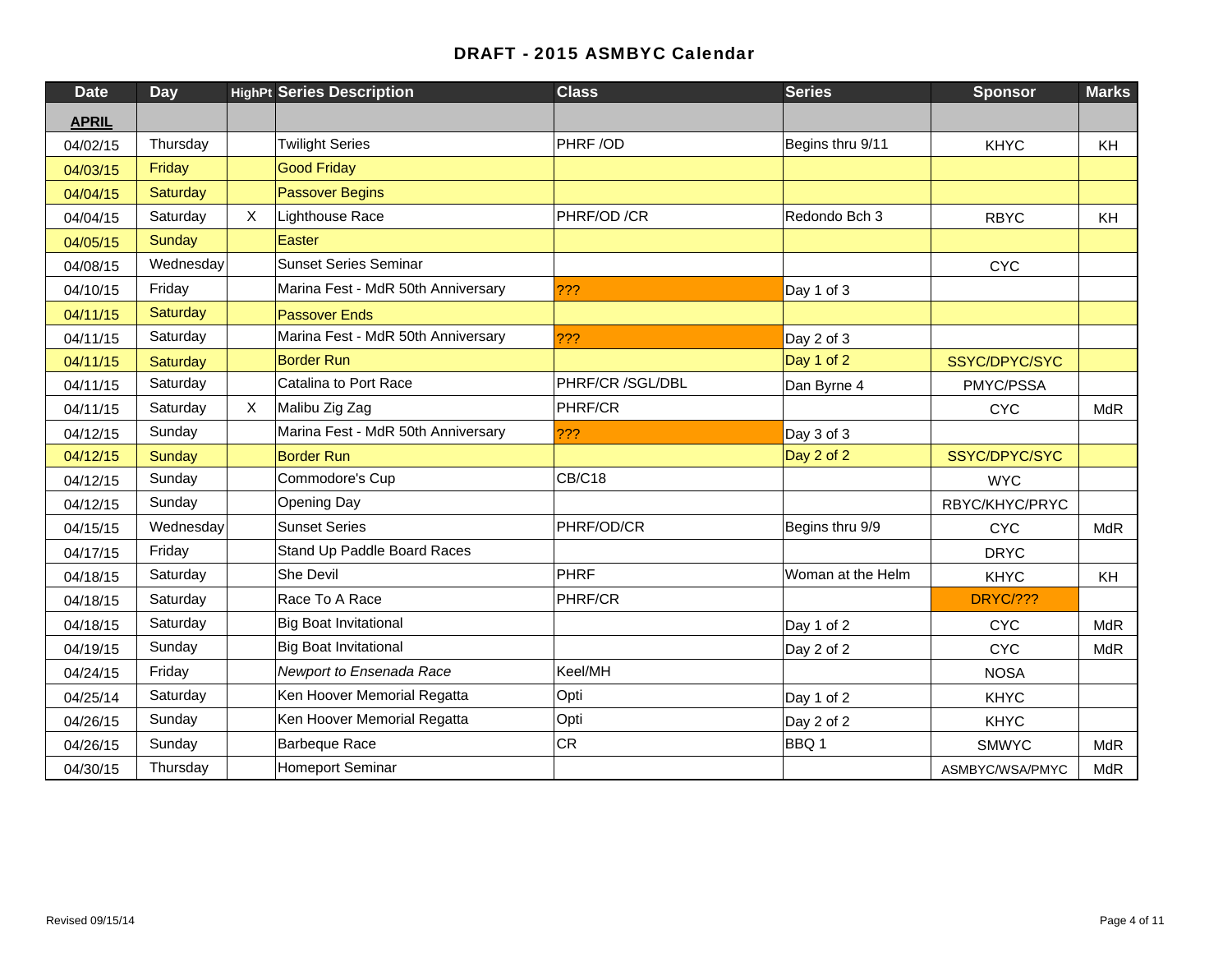## DRAFT - 2015 ASMBYC Calendar

| Date | Day | HighPt | Series Description | Class | Series | Sponsor | Marks |
|---|---|---|---|---|---|---|---|
| **APRIL** | | | | | | | |
| 04/02/15 | Thursday | | Twilight Series | PHRF /OD | Begins thru 9/11 | KHYC | KH |
| 04/03/15 | Friday | | Good Friday | | | | |
| 04/04/15 | Saturday | | Passover Begins | | | | |
| 04/04/15 | Saturday | X | Lighthouse Race | PHRF/OD /CR | Redondo Bch 3 | RBYC | KH |
| 04/05/15 | Sunday | | Easter | | | | |
| 04/08/15 | Wednesday | | Sunset Series Seminar | | | CYC | |
| 04/10/15 | Friday | | Marina Fest - MdR 50th Anniversary | ??? | Day 1 of 3 | | |
| 04/11/15 | Saturday | | Passover Ends | | | | |
| 04/11/15 | Saturday | | Marina Fest - MdR 50th Anniversary | ??? | Day 2 of 3 | | |
| 04/11/15 | Saturday | | Border Run | | Day 1 of 2 | SSYC/DPYC/SYC | |
| 04/11/15 | Saturday | | Catalina to Port Race | PHRF/CR /SGL/DBL | Dan Byrne 4 | PMYC/PSSA | |
| 04/11/15 | Saturday | X | Malibu Zig Zag | PHRF/CR | | CYC | MdR |
| 04/12/15 | Sunday | | Marina Fest - MdR 50th Anniversary | ??? | Day 3 of 3 | | |
| 04/12/15 | Sunday | | Border Run | | Day 2 of 2 | SSYC/DPYC/SYC | |
| 04/12/15 | Sunday | | Commodore's Cup | CB/C18 | | WYC | |
| 04/12/15 | Sunday | | Opening Day | | | RBYC/KHYC/PRYC | |
| 04/15/15 | Wednesday | | Sunset Series | PHRF/OD/CR | Begins thru 9/9 | CYC | MdR |
| 04/17/15 | Friday | | Stand Up Paddle Board Races | | | DRYC | |
| 04/18/15 | Saturday | | She Devil | PHRF | Woman at the Helm | KHYC | KH |
| 04/18/15 | Saturday | | Race To A Race | PHRF/CR | | DRYC/??? | |
| 04/18/15 | Saturday | | Big Boat Invitational | | Day 1 of 2 | CYC | MdR |
| 04/19/15 | Sunday | | Big Boat Invitational | | Day 2 of 2 | CYC | MdR |
| 04/24/15 | Friday | | *Newport to Ensenada Race* | Keel/MH | | NOSA | |
| 04/25/14 | Saturday | | Ken Hoover Memorial Regatta | Opti | Day 1 of 2 | KHYC | |
| 04/26/15 | Sunday | | Ken Hoover Memorial Regatta | Opti | Day 2 of 2 | KHYC | |
| 04/26/15 | Sunday | | Barbeque Race | CR | BBQ 1 | SMWYC | MdR |
| 04/30/15 | Thursday | | Homeport Seminar | | | ASMBYC/WSA/PMYC | MdR |

Revised 09/15/14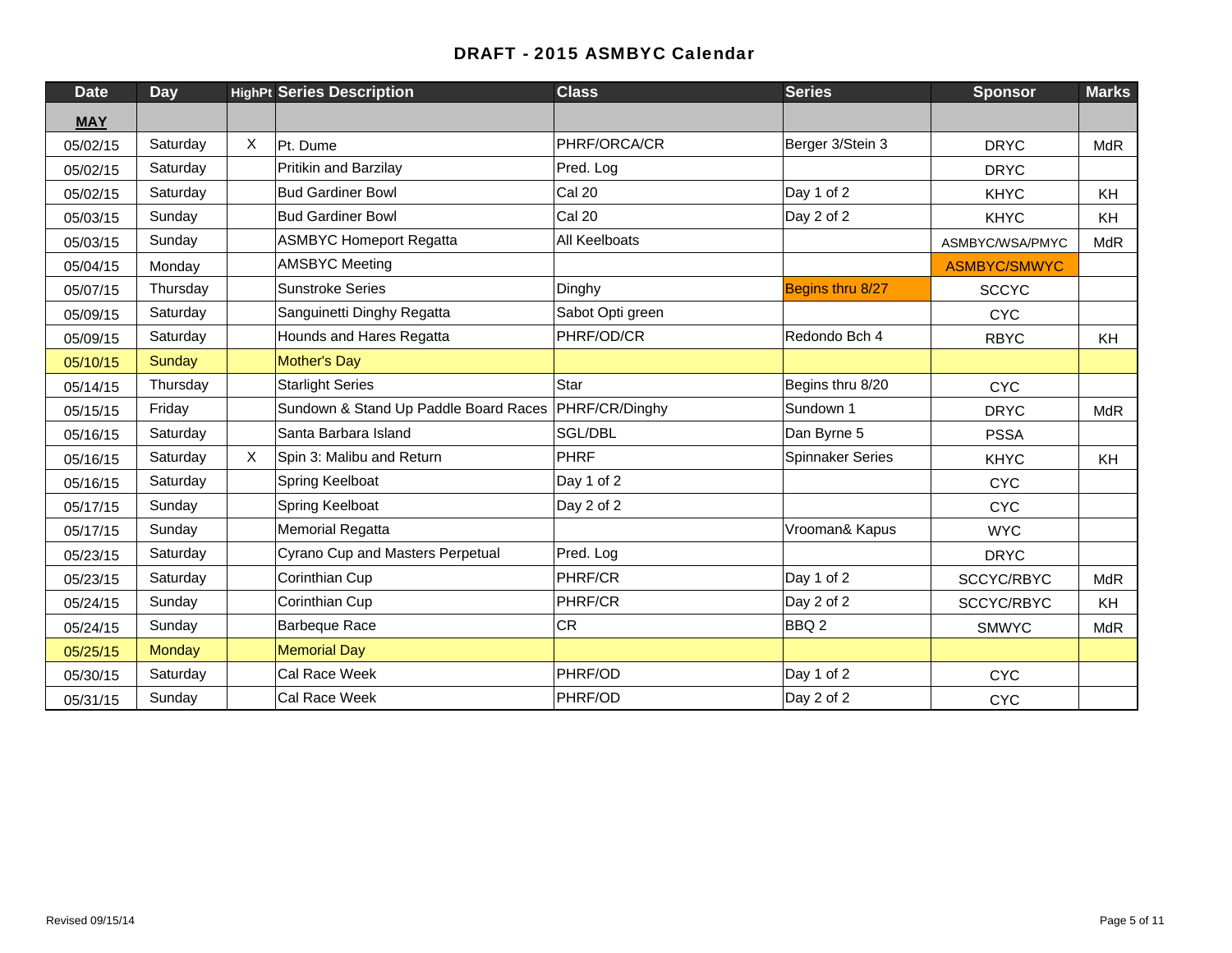# DRAFT - 2015 ASMBYC Calendar

| Date | Day | HighPt | Series Description | Class | Series | Sponsor | Marks |
|---|---|---|---|---|---|---|---|
| **MAY** | | | | | | | |
| 05/02/15 | Saturday | X | Pt. Dume | PHRF/ORCA/CR | Berger 3/Stein 3 | DRYC | MdR |
| 05/02/15 | Saturday | | Pritikin and Barzilay | Pred. Log | | DRYC | |
| 05/02/15 | Saturday | | Bud Gardiner Bowl | Cal 20 | Day 1 of 2 | KHYC | KH |
| 05/03/15 | Sunday | | Bud Gardiner Bowl | Cal 20 | Day 2 of 2 | KHYC | KH |
| 05/03/15 | Sunday | | ASMBYC Homeport Regatta | All Keelboats | | ASMBYC/WSA/PMYC | MdR |
| 05/04/15 | Monday | | AMSBYC Meeting | | | ASMBYC/SMWYC | |
| 05/07/15 | Thursday | | Sunstroke Series | Dinghy | Begins thru 8/27 | SCCYC | |
| 05/09/15 | Saturday | | Sanguinetti Dinghy Regatta | Sabot Opti green | | CYC | |
| 05/09/15 | Saturday | | Hounds and Hares Regatta | PHRF/OD/CR | Redondo Bch 4 | RBYC | KH |
| 05/10/15 | Sunday | | Mother's Day | | | | |
| 05/14/15 | Thursday | | Starlight Series | Star | Begins thru 8/20 | CYC | |
| 05/15/15 | Friday | | Sundown & Stand Up Paddle Board Races | PHRF/CR/Dinghy | Sundown 1 | DRYC | MdR |
| 05/16/15 | Saturday | | Santa Barbara Island | SGL/DBL | Dan Byrne 5 | PSSA | |
| 05/16/15 | Saturday | X | Spin 3: Malibu and Return | PHRF | Spinnaker Series | KHYC | KH |
| 05/16/15 | Saturday | | Spring Keelboat | Day 1 of 2 | | CYC | |
| 05/17/15 | Sunday | | Spring Keelboat | Day 2 of 2 | | CYC | |
| 05/17/15 | Sunday | | Memorial Regatta | | Vrooman& Kapus | WYC | |
| 05/23/15 | Saturday | | Cyrano Cup and Masters Perpetual | Pred. Log | | DRYC | |
| 05/23/15 | Saturday | | Corinthian Cup | PHRF/CR | Day 1 of 2 | SCCYC/RBYC | MdR |
| 05/24/15 | Sunday | | Corinthian Cup | PHRF/CR | Day 2 of 2 | SCCYC/RBYC | KH |
| 05/24/15 | Sunday | | Barbeque Race | CR | BBQ 2 | SMWYC | MdR |
| 05/25/15 | Monday | | Memorial Day | | | | |
| 05/30/15 | Saturday | | Cal Race Week | PHRF/OD | Day 1 of 2 | CYC | |
| 05/31/15 | Sunday | | Cal Race Week | PHRF/OD | Day 2 of 2 | CYC | |

Revised 09/15/14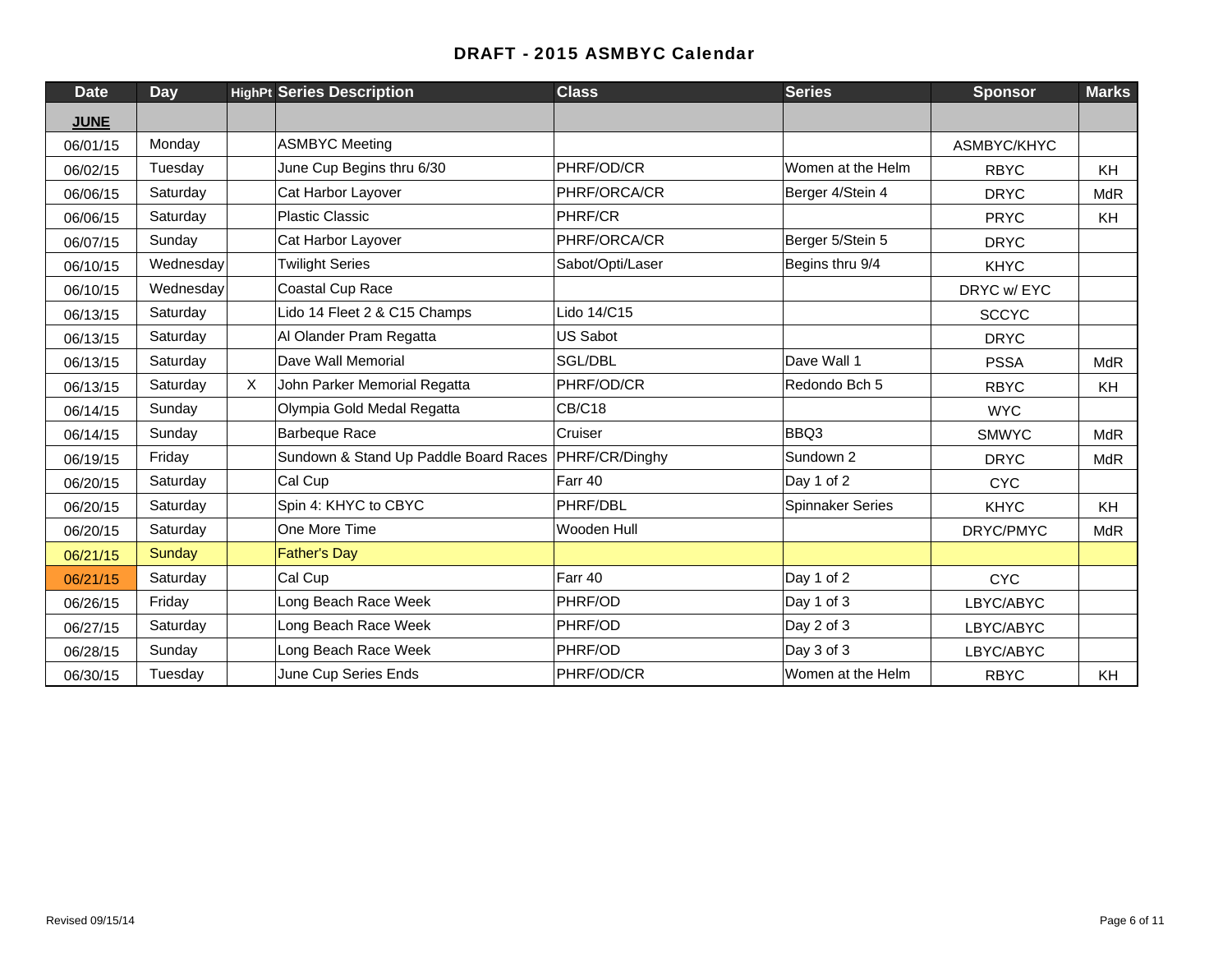## DRAFT - 2015 ASMBYC Calendar

| Date | Day | HighPt | Series Description | Class | Series | Sponsor | Marks |
|---|---|---|---|---|---|---|---|
| **JUNE** | | | | | | | |
| 06/01/15 | Monday | | ASMBYC Meeting | | | ASMBYC/KHYC | |
| 06/02/15 | Tuesday | | June Cup Begins thru 6/30 | PHRF/OD/CR | Women at the Helm | RBYC | KH |
| 06/06/15 | Saturday | | Cat Harbor Layover | PHRF/ORCA/CR | Berger 4/Stein 4 | DRYC | MdR |
| 06/06/15 | Saturday | | Plastic Classic | PHRF/CR | | PRYC | KH |
| 06/07/15 | Sunday | | Cat Harbor Layover | PHRF/ORCA/CR | Berger 5/Stein 5 | DRYC | |
| 06/10/15 | Wednesday | | Twilight Series | Sabot/Opti/Laser | Begins thru 9/4 | KHYC | |
| 06/10/15 | Wednesday | | Coastal Cup Race | | | DRYC w/ EYC | |
| 06/13/15 | Saturday | | Lido 14 Fleet 2 & C15 Champs | Lido 14/C15 | | SCCYC | |
| 06/13/15 | Saturday | | Al Olander Pram Regatta | US Sabot | | DRYC | |
| 06/13/15 | Saturday | | Dave Wall Memorial | SGL/DBL | Dave Wall 1 | PSSA | MdR |
| 06/13/15 | Saturday | X | John Parker Memorial Regatta | PHRF/OD/CR | Redondo Bch 5 | RBYC | KH |
| 06/14/15 | Sunday | | Olympia Gold Medal Regatta | CB/C18 | | WYC | |
| 06/14/15 | Sunday | | Barbeque Race | Cruiser | BBQ3 | SMWYC | MdR |
| 06/19/15 | Friday | | Sundown & Stand Up Paddle Board Races | PHRF/CR/Dinghy | Sundown 2 | DRYC | MdR |
| 06/20/15 | Saturday | | Cal Cup | Farr 40 | Day 1 of 2 | CYC | |
| 06/20/15 | Saturday | | Spin 4: KHYC to CBYC | PHRF/DBL | Spinnaker Series | KHYC | KH |
| 06/20/15 | Saturday | | One More Time | Wooden Hull | | DRYC/PMYC | MdR |
| 06/21/15 | Sunday | | Father's Day | | | | |
| 06/21/15 | Saturday | | Cal Cup | Farr 40 | Day 1 of 2 | CYC | |
| 06/26/15 | Friday | | Long Beach Race Week | PHRF/OD | Day 1 of 3 | LBYC/ABYC | |
| 06/27/15 | Saturday | | Long Beach Race Week | PHRF/OD | Day 2 of 3 | LBYC/ABYC | |
| 06/28/15 | Sunday | | Long Beach Race Week | PHRF/OD | Day 3 of 3 | LBYC/ABYC | |
| 06/30/15 | Tuesday | | June Cup Series Ends | PHRF/OD/CR | Women at the Helm | RBYC | KH |

Revised 09/15/14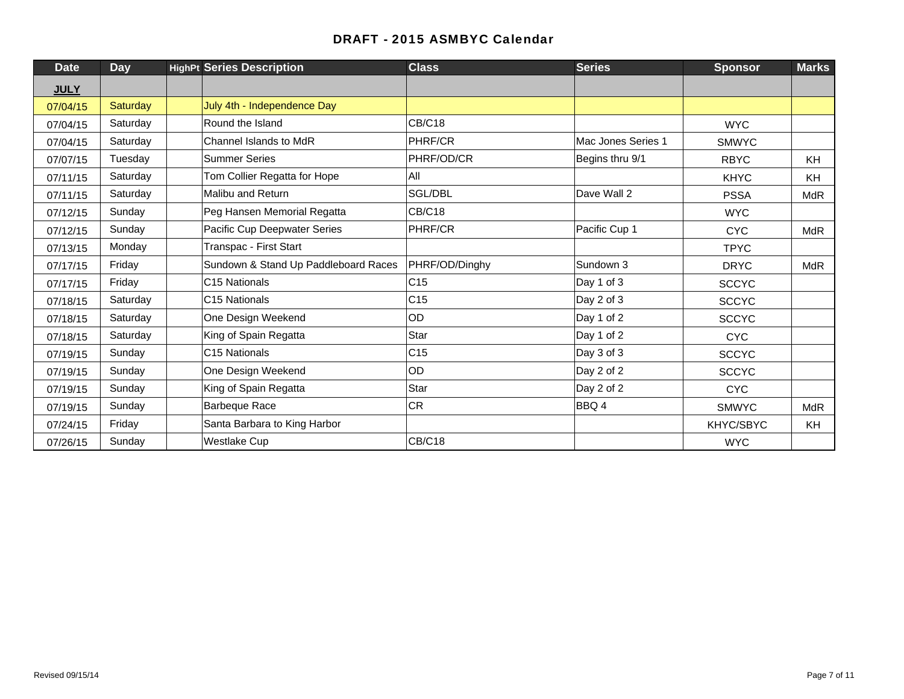## DRAFT - 2015 ASMBYC Calendar

| Date | Day | HighPt | Series Description | Class | Series | Sponsor | Marks |
|---|---|---|---|---|---|---|---|
| **JULY** | | | | | | | |
| 07/04/15 | Saturday | | July 4th - Independence Day | | | | |
| 07/04/15 | Saturday | | Round the Island | CB/C18 | | WYC | |
| 07/04/15 | Saturday | | Channel Islands to MdR | PHRF/CR | Mac Jones Series 1 | SMWYC | |
| 07/07/15 | Tuesday | | Summer Series | PHRF/OD/CR | Begins thru 9/1 | RBYC | KH |
| 07/11/15 | Saturday | | Tom Collier Regatta for Hope | All | | KHYC | KH |
| 07/11/15 | Saturday | | Malibu and Return | SGL/DBL | Dave Wall 2 | PSSA | MdR |
| 07/12/15 | Sunday | | Peg Hansen Memorial Regatta | CB/C18 | | WYC | |
| 07/12/15 | Sunday | | Pacific Cup Deepwater Series | PHRF/CR | Pacific Cup 1 | CYC | MdR |
| 07/13/15 | Monday | | Transpac - First Start | | | TPYC | |
| 07/17/15 | Friday | | Sundown & Stand Up Paddleboard Races | PHRF/OD/Dinghy | Sundown 3 | DRYC | MdR |
| 07/17/15 | Friday | | C15 Nationals | C15 | Day 1 of 3 | SCCYC | |
| 07/18/15 | Saturday | | C15 Nationals | C15 | Day 2 of 3 | SCCYC | |
| 07/18/15 | Saturday | | One Design Weekend | OD | Day 1 of 2 | SCCYC | |
| 07/18/15 | Saturday | | King of Spain Regatta | Star | Day 1 of 2 | CYC | |
| 07/19/15 | Sunday | | C15 Nationals | C15 | Day 3 of 3 | SCCYC | |
| 07/19/15 | Sunday | | One Design Weekend | OD | Day 2 of 2 | SCCYC | |
| 07/19/15 | Sunday | | King of Spain Regatta | Star | Day 2 of 2 | CYC | |
| 07/19/15 | Sunday | | Barbeque Race | CR | BBQ 4 | SMWYC | MdR |
| 07/24/15 | Friday | | Santa Barbara to King Harbor | | | KHYC/SBYC | KH |
| 07/26/15 | Sunday | | Westlake Cup | CB/C18 | | WYC | |

Revised 09/15/14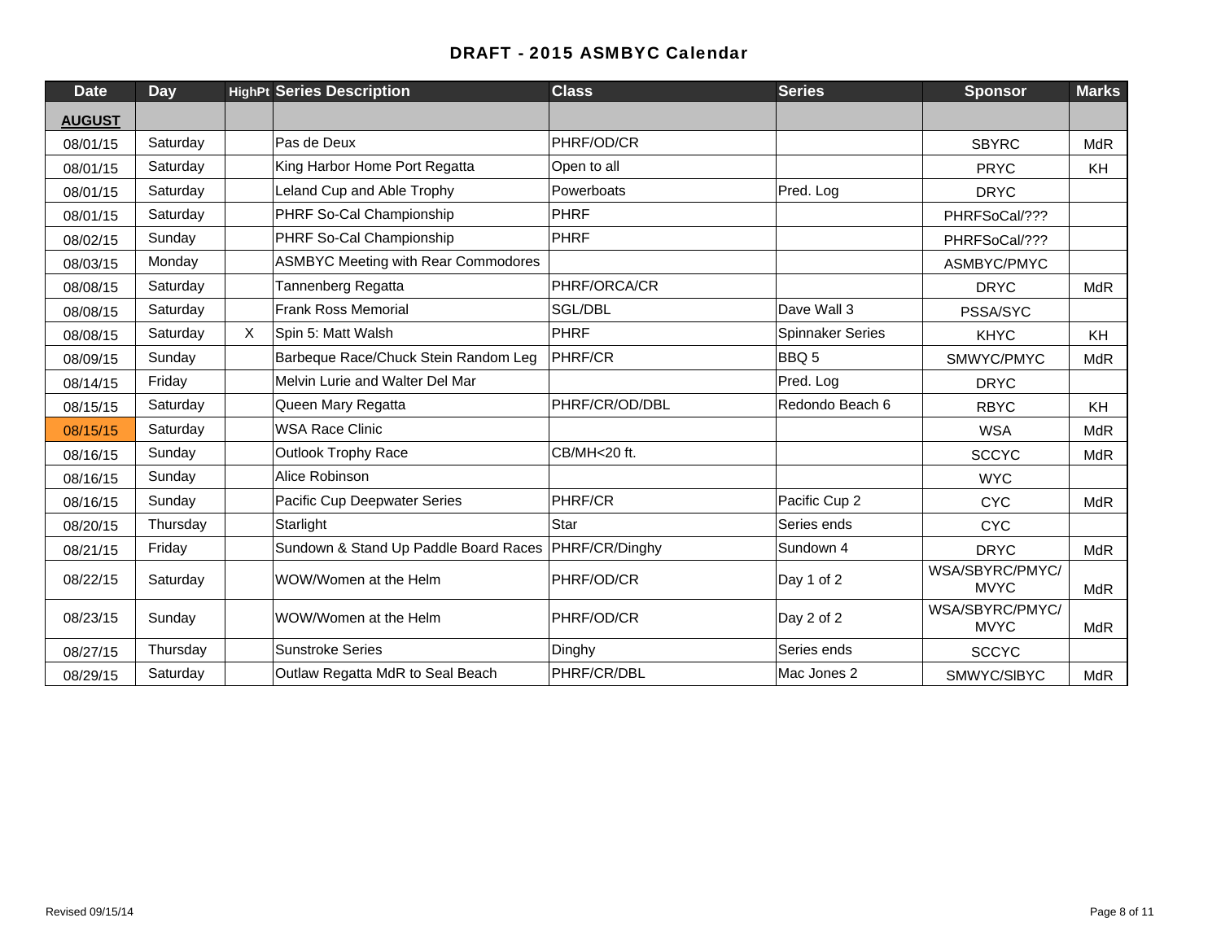# DRAFT - 2015 ASMBYC Calendar

| Date | Day | HighPt | Series Description | Class | Series | Sponsor | Marks |
|---|---|---|---|---|---|---|---|
| **AUGUST** | | | | | | | |
| 08/01/15 | Saturday | | Pas de Deux | PHRF/OD/CR | | SBYRC | MdR |
| 08/01/15 | Saturday | | King Harbor Home Port Regatta | Open to all | | PRYC | KH |
| 08/01/15 | Saturday | | Leland Cup and Able Trophy | Powerboats | Pred. Log | DRYC | |
| 08/01/15 | Saturday | | PHRF So-Cal Championship | PHRF | | PHRFSoCal/??? | |
| 08/02/15 | Sunday | | PHRF So-Cal Championship | PHRF | | PHRFSoCal/??? | |
| 08/03/15 | Monday | | ASMBYC Meeting with Rear Commodores | | | ASMBYC/PMYC | |
| 08/08/15 | Saturday | | Tannenberg Regatta | PHRF/ORCA/CR | | DRYC | MdR |
| 08/08/15 | Saturday | | Frank Ross Memorial | SGL/DBL | Dave Wall 3 | PSSA/SYC | |
| 08/08/15 | Saturday | X | Spin 5: Matt Walsh | PHRF | Spinnaker Series | KHYC | KH |
| 08/09/15 | Sunday | | Barbeque Race/Chuck Stein Random Leg | PHRF/CR | BBQ 5 | SMWYC/PMYC | MdR |
| 08/14/15 | Friday | | Melvin Lurie and Walter Del Mar | | Pred. Log | DRYC | |
| 08/15/15 | Saturday | | Queen Mary Regatta | PHRF/CR/OD/DBL | Redondo Beach 6 | RBYC | KH |
| 08/15/15 | Saturday | | WSA Race Clinic | | | WSA | MdR |
| 08/16/15 | Sunday | | Outlook Trophy Race | CB/MH<20 ft. | | SCCYC | MdR |
| 08/16/15 | Sunday | | Alice Robinson | | | WYC | |
| 08/16/15 | Sunday | | Pacific Cup Deepwater Series | PHRF/CR | Pacific Cup 2 | CYC | MdR |
| 08/20/15 | Thursday | | Starlight | Star | Series ends | CYC | |
| 08/21/15 | Friday | | Sundown & Stand Up Paddle Board Races | PHRF/CR/Dinghy | Sundown 4 | DRYC | MdR |
| 08/22/15 | Saturday | | WOW/Women at the Helm | PHRF/OD/CR | Day 1 of 2 | WSA/SBYRC/PMYC/MVYC | MdR |
| 08/23/15 | Sunday | | WOW/Women at the Helm | PHRF/OD/CR | Day 2 of 2 | WSA/SBYRC/PMYC/MVYC | MdR |
| 08/27/15 | Thursday | | Sunstroke Series | Dinghy | Series ends | SCCYC | |
| 08/29/15 | Saturday | | Outlaw Regatta MdR to Seal Beach | PHRF/CR/DBL | Mac Jones 2 | SMWYC/SlBYC | MdR |

Revised 09/15/14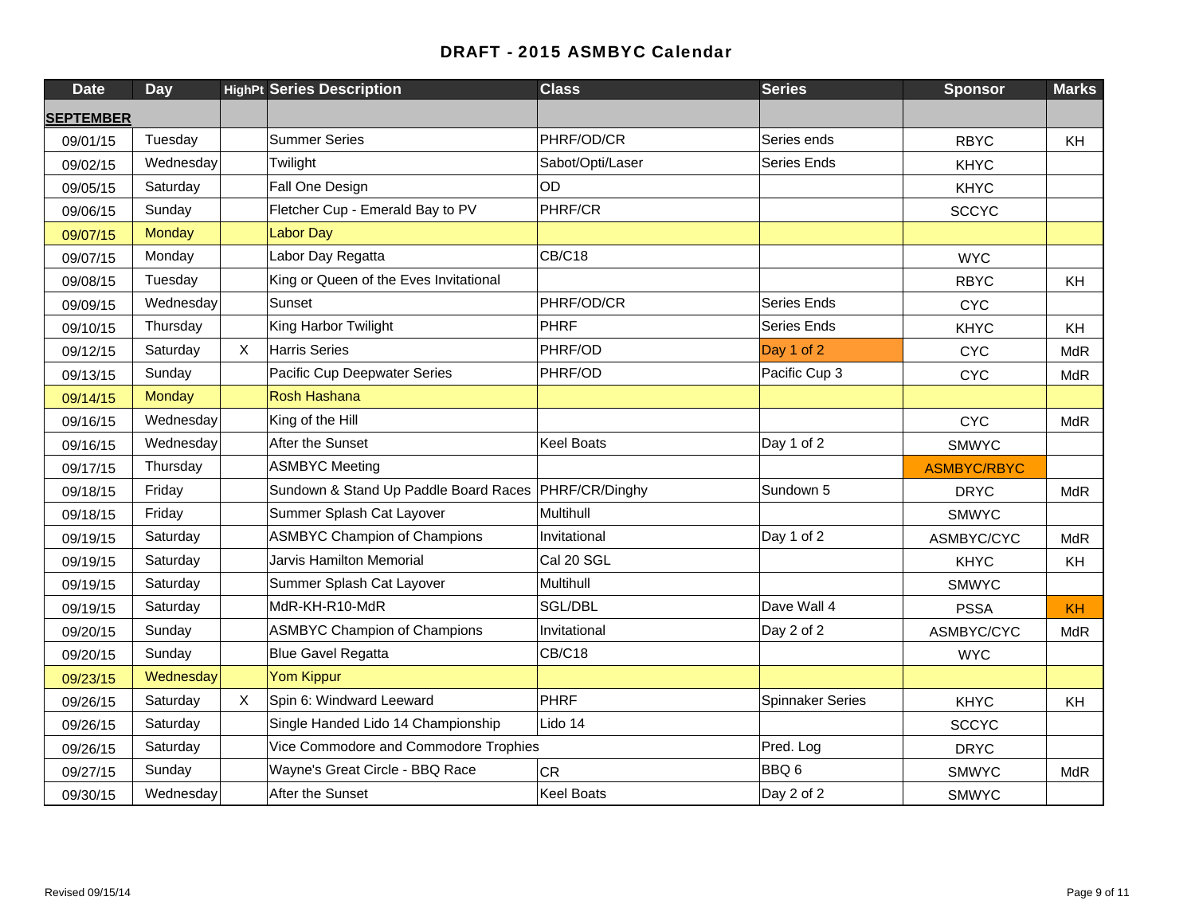# DRAFT - 2015 ASMBYC Calendar

| Date | Day | HighPt | Series Description | Class | Series | Sponsor | Marks |
|---|---|---|---|---|---|---|---|
| **SEPTEMBER** | | | | | | | |
| 09/01/15 | Tuesday | | Summer Series | PHRF/OD/CR | Series ends | RBYC | KH |
| 09/02/15 | Wednesday | | Twilight | Sabot/Opti/Laser | Series Ends | KHYC | |
| 09/05/15 | Saturday | | Fall One Design | OD | | KHYC | |
| 09/06/15 | Sunday | | Fletcher Cup - Emerald Bay to PV | PHRF/CR | | SCCYC | |
| 09/07/15 | Monday | | Labor Day | | | | |
| 09/07/15 | Monday | | Labor Day Regatta | CB/C18 | | WYC | |
| 09/08/15 | Tuesday | | King or Queen of the Eves Invitational | | | RBYC | KH |
| 09/09/15 | Wednesday | | Sunset | PHRF/OD/CR | Series Ends | CYC | |
| 09/10/15 | Thursday | | King Harbor Twilight | PHRF | Series Ends | KHYC | KH |
| 09/12/15 | Saturday | X | Harris Series | PHRF/OD | Day 1 of 2 | CYC | MdR |
| 09/13/15 | Sunday | | Pacific Cup Deepwater Series | PHRF/OD | Pacific Cup 3 | CYC | MdR |
| 09/14/15 | Monday | | Rosh Hashana | | | | |
| 09/16/15 | Wednesday | | King of the Hill | | | CYC | MdR |
| 09/16/15 | Wednesday | | After the Sunset | Keel Boats | Day 1 of 2 | SMWYC | |
| 09/17/15 | Thursday | | ASMBYC Meeting | | | ASMBYC/RBYC | |
| 09/18/15 | Friday | | Sundown & Stand Up Paddle Board Races | PHRF/CR/Dinghy | Sundown 5 | DRYC | MdR |
| 09/18/15 | Friday | | Summer Splash Cat Layover | Multihull | | SMWYC | |
| 09/19/15 | Saturday | | ASMBYC Champion of Champions | Invitational | Day 1 of 2 | ASMBYC/CYC | MdR |
| 09/19/15 | Saturday | | Jarvis Hamilton Memorial | Cal 20 SGL | | KHYC | KH |
| 09/19/15 | Saturday | | Summer Splash Cat Layover | Multihull | | SMWYC | |
| 09/19/15 | Saturday | | MdR-KH-R10-MdR | SGL/DBL | Dave Wall 4 | PSSA | KH |
| 09/20/15 | Sunday | | ASMBYC Champion of Champions | Invitational | Day 2 of 2 | ASMBYC/CYC | MdR |
| 09/20/15 | Sunday | | Blue Gavel Regatta | CB/C18 | | WYC | |
| 09/23/15 | Wednesday | | Yom Kippur | | | | |
| 09/26/15 | Saturday | X | Spin 6: Windward Leeward | PHRF | Spinnaker Series | KHYC | KH |
| 09/26/15 | Saturday | | Single Handed Lido 14 Championship | Lido 14 | | SCCYC | |
| 09/26/15 | Saturday | | Vice Commodore and Commodore Trophies | | Pred. Log | DRYC | |
| 09/27/15 | Sunday | | Wayne's Great Circle - BBQ Race | CR | BBQ 6 | SMWYC | MdR |
| 09/30/15 | Wednesday | | After the Sunset | Keel Boats | Day 2 of 2 | SMWYC | |

Revised 09/15/14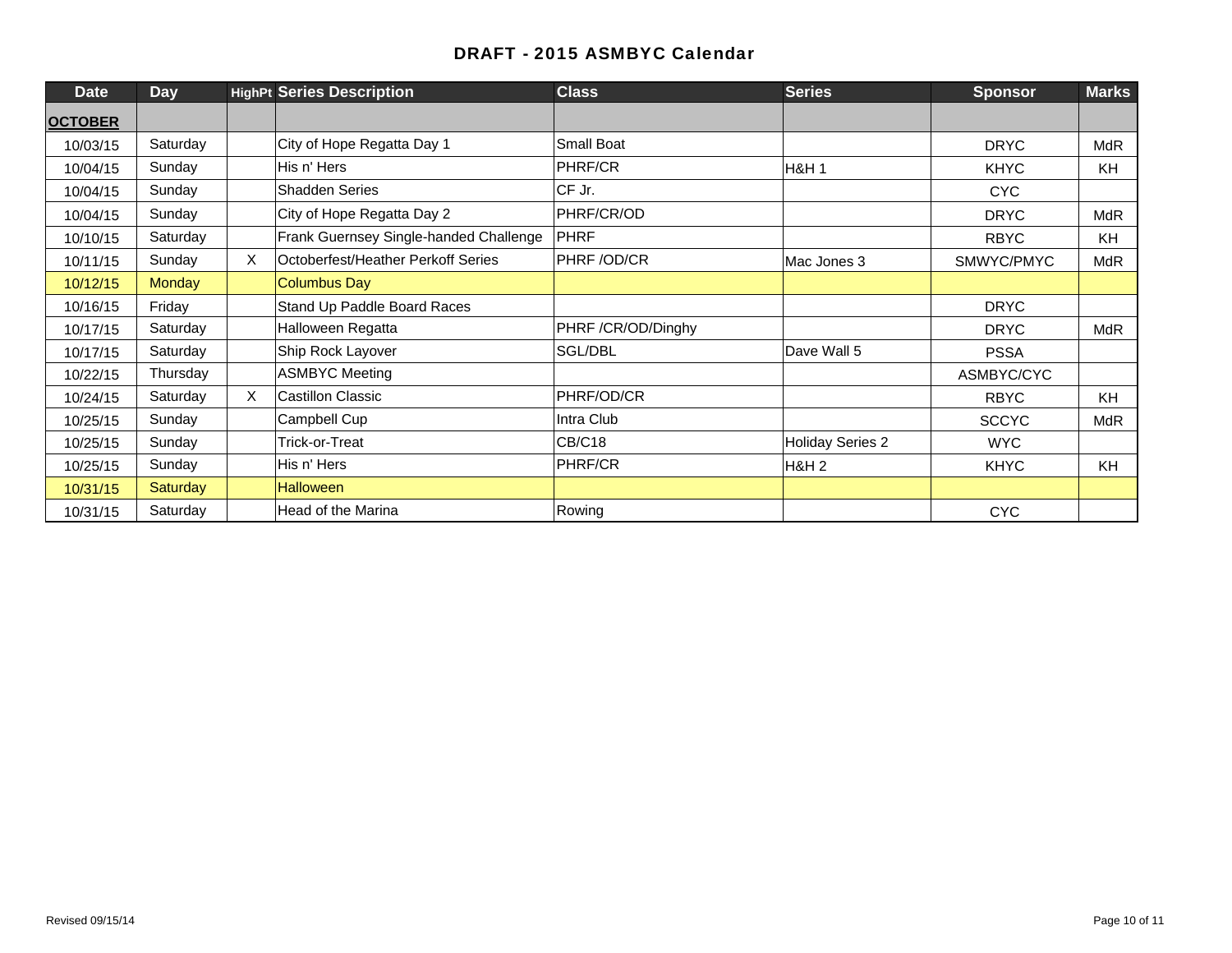## DRAFT - 2015 ASMBYC Calendar

| Date | Day | HighPt | Series Description | Class | Series | Sponsor | Marks |
|---|---|---|---|---|---|---|---|
| **OCTOBER** | | | | | | | |
| 10/03/15 | Saturday | | City of Hope Regatta Day 1 | Small Boat | | DRYC | MdR |
| 10/04/15 | Sunday | | His n' Hers | PHRF/CR | H&H 1 | KHYC | KH |
| 10/04/15 | Sunday | | Shadden Series | CF Jr. | | CYC | |
| 10/04/15 | Sunday | | City of Hope Regatta Day 2 | PHRF/CR/OD | | DRYC | MdR |
| 10/10/15 | Saturday | | Frank Guernsey Single-handed Challenge | PHRF | | RBYC | KH |
| 10/11/15 | Sunday | X | Octoberfest/Heather Perkoff Series | PHRF /OD/CR | Mac Jones 3 | SMWYC/PMYC | MdR |
| 10/12/15 | Monday | | Columbus Day | | | | |
| 10/16/15 | Friday | | Stand Up Paddle Board Races | | | DRYC | |
| 10/17/15 | Saturday | | Halloween Regatta | PHRF /CR/OD/Dinghy | | DRYC | MdR |
| 10/17/15 | Saturday | | Ship Rock Layover | SGL/DBL | Dave Wall 5 | PSSA | |
| 10/22/15 | Thursday | | ASMBYC Meeting | | | ASMBYC/CYC | |
| 10/24/15 | Saturday | X | Castillon Classic | PHRF/OD/CR | | RBYC | KH |
| 10/25/15 | Sunday | | Campbell Cup | Intra Club | | SCCYC | MdR |
| 10/25/15 | Sunday | | Trick-or-Treat | CB/C18 | Holiday Series 2 | WYC | |
| 10/25/15 | Sunday | | His n' Hers | PHRF/CR | H&H 2 | KHYC | KH |
| 10/31/15 | Saturday | | Halloween | | | | |
| 10/31/15 | Saturday | | Head of the Marina | Rowing | | CYC | |

Revised 09/15/14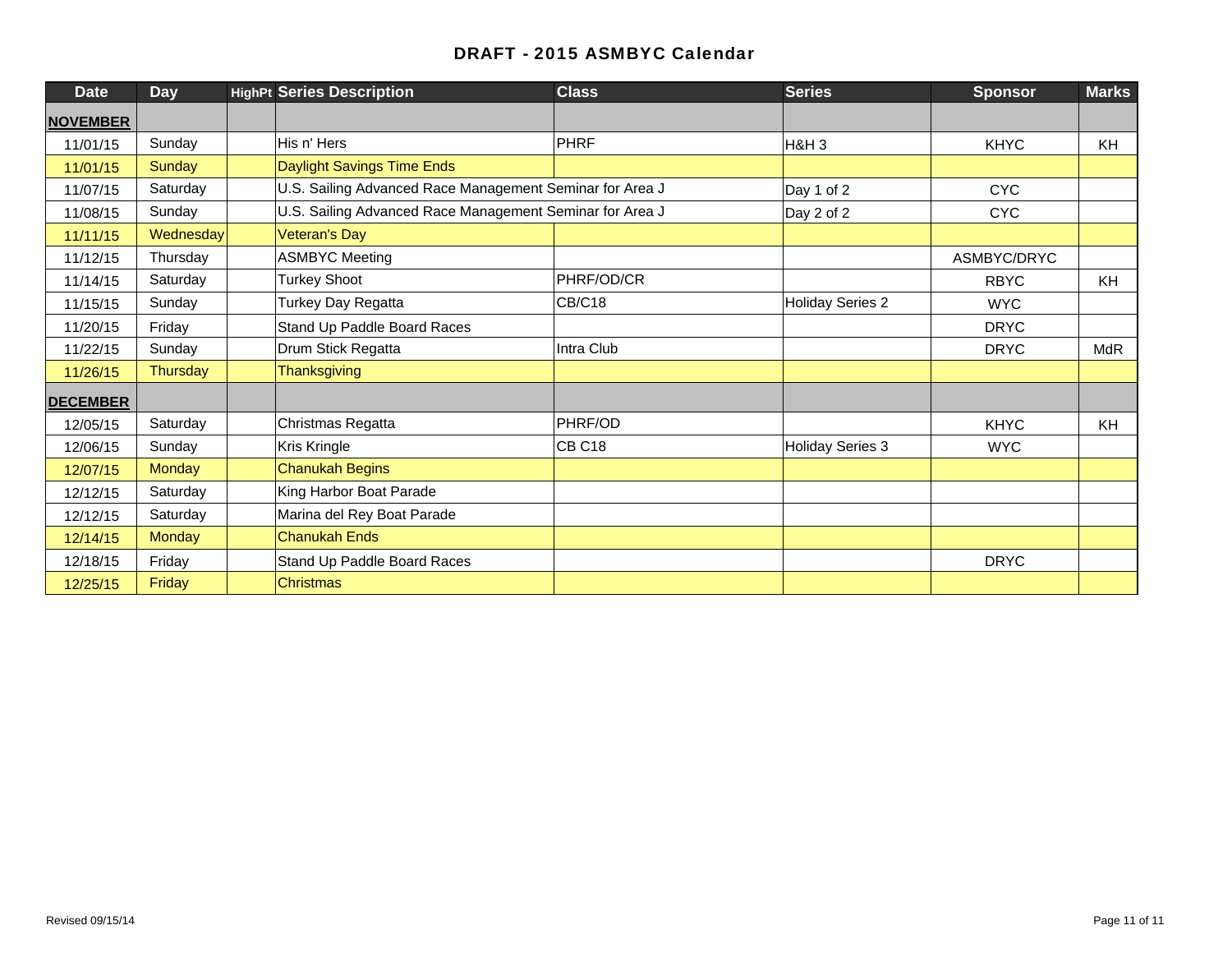## DRAFT - 2015 ASMBYC Calendar

| Date | Day | HighPt | Series Description | Class | Series | Sponsor | Marks |
|---|---|---|---|---|---|---|---|
| **NOVEMBER** | | | | | | | |
| 11/01/15 | Sunday | | His n' Hers | PHRF | H&H 3 | KHYC | KH |
| 11/01/15 | Sunday | | Daylight Savings Time Ends | | | | |
| 11/07/15 | Saturday | | U.S. Sailing Advanced Race Management Seminar for Area J | | Day 1 of 2 | CYC | |
| 11/08/15 | Sunday | | U.S. Sailing Advanced Race Management Seminar for Area J | | Day 2 of 2 | CYC | |
| 11/11/15 | Wednesday | | Veteran's Day | | | | |
| 11/12/15 | Thursday | | ASMBYC Meeting | | | ASMBYC/DRYC | |
| 11/14/15 | Saturday | | Turkey Shoot | PHRF/OD/CR | | RBYC | KH |
| 11/15/15 | Sunday | | Turkey Day Regatta | CB/C18 | Holiday Series 2 | WYC | |
| 11/20/15 | Friday | | Stand Up Paddle Board Races | | | DRYC | |
| 11/22/15 | Sunday | | Drum Stick Regatta | Intra Club | | DRYC | MdR |
| 11/26/15 | Thursday | | Thanksgiving | | | | |
| **DECEMBER** | | | | | | | |
| 12/05/15 | Saturday | | Christmas Regatta | PHRF/OD | | KHYC | KH |
| 12/06/15 | Sunday | | Kris Kringle | CB C18 | Holiday Series 3 | WYC | |
| 12/07/15 | Monday | | Chanukah Begins | | | | |
| 12/12/15 | Saturday | | King Harbor Boat Parade | | | | |
| 12/12/15 | Saturday | | Marina del Rey Boat Parade | | | | |
| 12/14/15 | Monday | | Chanukah Ends | | | | |
| 12/18/15 | Friday | | Stand Up Paddle Board Races | | | DRYC | |
| 12/25/15 | Friday | | Christmas | | | | |

Revised 09/15/14